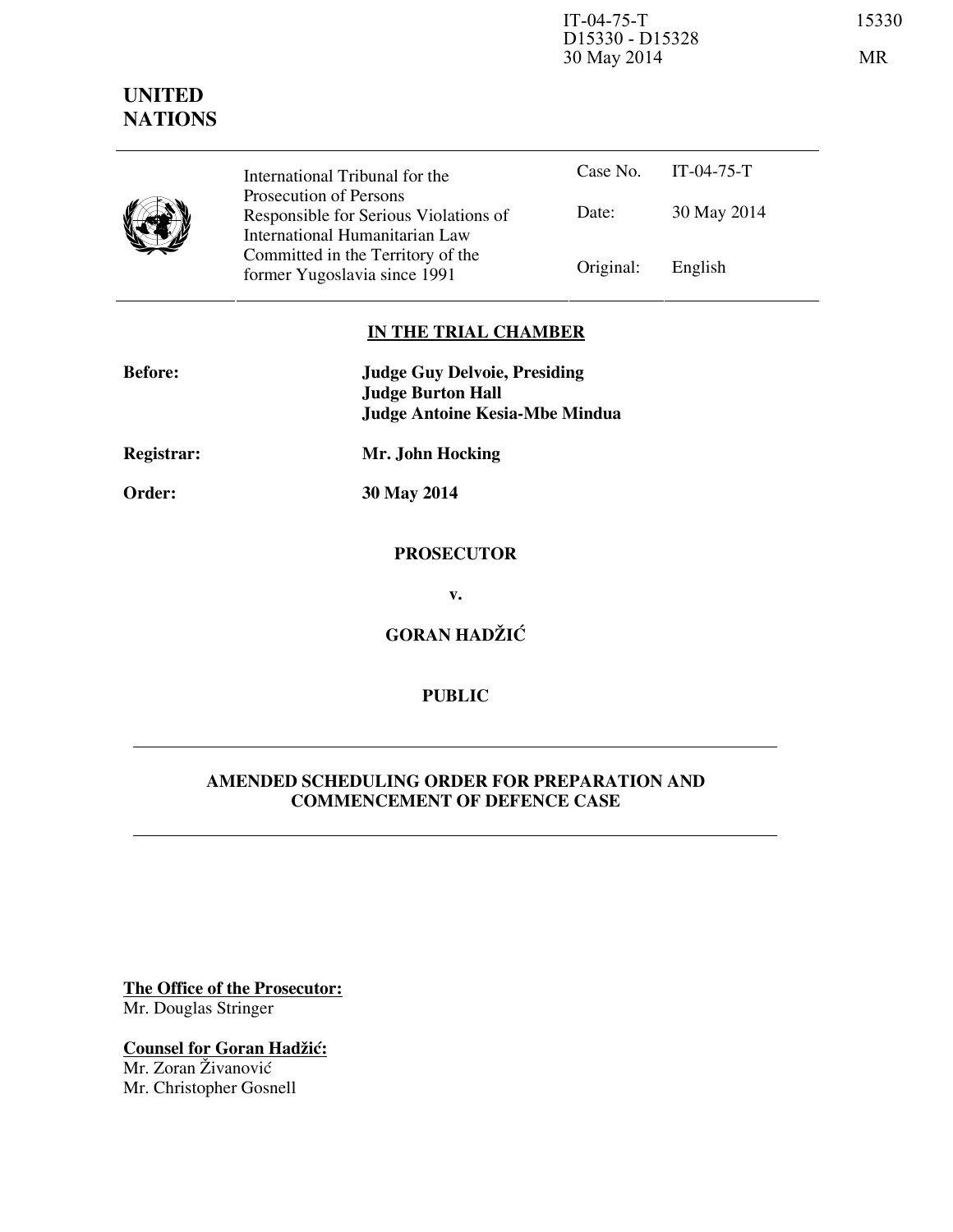IT-04-75-T
D15330 - D15328
30 May 2014

15330

MR

**UNITED NATIONS**

| International Tribunal for the Prosecution of Persons Responsible for Serious Violations of International Humanitarian Law Committed in the Territory of the former Yugoslavia since 1991 | Case No. | IT-04-75-T |
| --- | --- | --- |
| | Date: | 30 May 2014 |
| | Original: | English |

**IN THE TRIAL CHAMBER**

**Before:** **Judge Guy Delvoie, Presiding**
**Judge Burton Hall**
**Judge Antoine Kesia-Mbe Mindua**

**Registrar:** **Mr. John Hocking**

**Order:** **30 May 2014**

**PROSECUTOR**

**v.**

**GORAN HADŽIĆ**

**PUBLIC**

**AMENDED SCHEDULING ORDER FOR PREPARATION AND COMMENCEMENT OF DEFENCE CASE**

**The Office of the Prosecutor:**
Mr. Douglas Stringer

**Counsel for Goran Hadžić:**
Mr. Zoran Živanović
Mr. Christopher Gosnell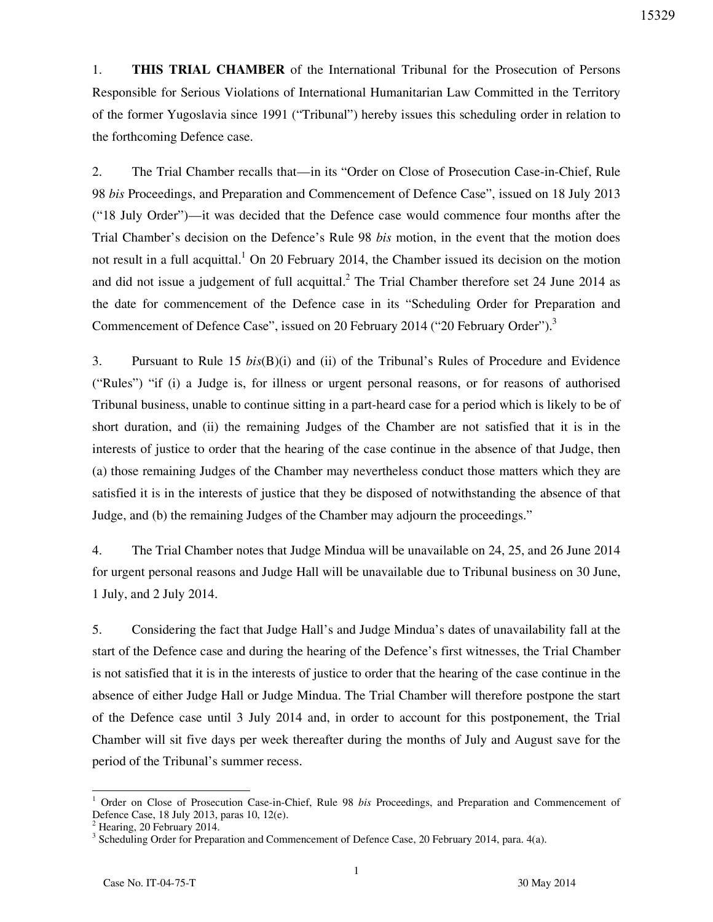1. **THIS TRIAL CHAMBER** of the International Tribunal for the Prosecution of Persons Responsible for Serious Violations of International Humanitarian Law Committed in the Territory of the former Yugoslavia since 1991 ("Tribunal") hereby issues this scheduling order in relation to the forthcoming Defence case.

2. The Trial Chamber recalls that—in its "Order on Close of Prosecution Case-in-Chief, Rule 98 *bis* Proceedings, and Preparation and Commencement of Defence Case", issued on 18 July 2013 ("18 July Order")—it was decided that the Defence case would commence four months after the Trial Chamber's decision on the Defence's Rule 98 *bis* motion, in the event that the motion does not result in a full acquittal.[1] On 20 February 2014, the Chamber issued its decision on the motion and did not issue a judgement of full acquittal.[2] The Trial Chamber therefore set 24 June 2014 as the date for commencement of the Defence case in its "Scheduling Order for Preparation and Commencement of Defence Case", issued on 20 February 2014 ("20 February Order").[3]

3. Pursuant to Rule 15 *bis*(B)(i) and (ii) of the Tribunal's Rules of Procedure and Evidence ("Rules") "if (i) a Judge is, for illness or urgent personal reasons, or for reasons of authorised Tribunal business, unable to continue sitting in a part-heard case for a period which is likely to be of short duration, and (ii) the remaining Judges of the Chamber are not satisfied that it is in the interests of justice to order that the hearing of the case continue in the absence of that Judge, then (a) those remaining Judges of the Chamber may nevertheless conduct those matters which they are satisfied it is in the interests of justice that they be disposed of notwithstanding the absence of that Judge, and (b) the remaining Judges of the Chamber may adjourn the proceedings."

4. The Trial Chamber notes that Judge Mindua will be unavailable on 24, 25, and 26 June 2014 for urgent personal reasons and Judge Hall will be unavailable due to Tribunal business on 30 June, 1 July, and 2 July 2014.

5. Considering the fact that Judge Hall's and Judge Mindua's dates of unavailability fall at the start of the Defence case and during the hearing of the Defence's first witnesses, the Trial Chamber is not satisfied that it is in the interests of justice to order that the hearing of the case continue in the absence of either Judge Hall or Judge Mindua. The Trial Chamber will therefore postpone the start of the Defence case until 3 July 2014 and, in order to account for this postponement, the Trial Chamber will sit five days per week thereafter during the months of July and August save for the period of the Tribunal's summer recess.

---

[1] Order on Close of Prosecution Case-in-Chief, Rule 98 *bis* Proceedings, and Preparation and Commencement of Defence Case, 18 July 2013, paras 10, 12(e).

[2] Hearing, 20 February 2014.

[3] Scheduling Order for Preparation and Commencement of Defence Case, 20 February 2014, para. 4(a).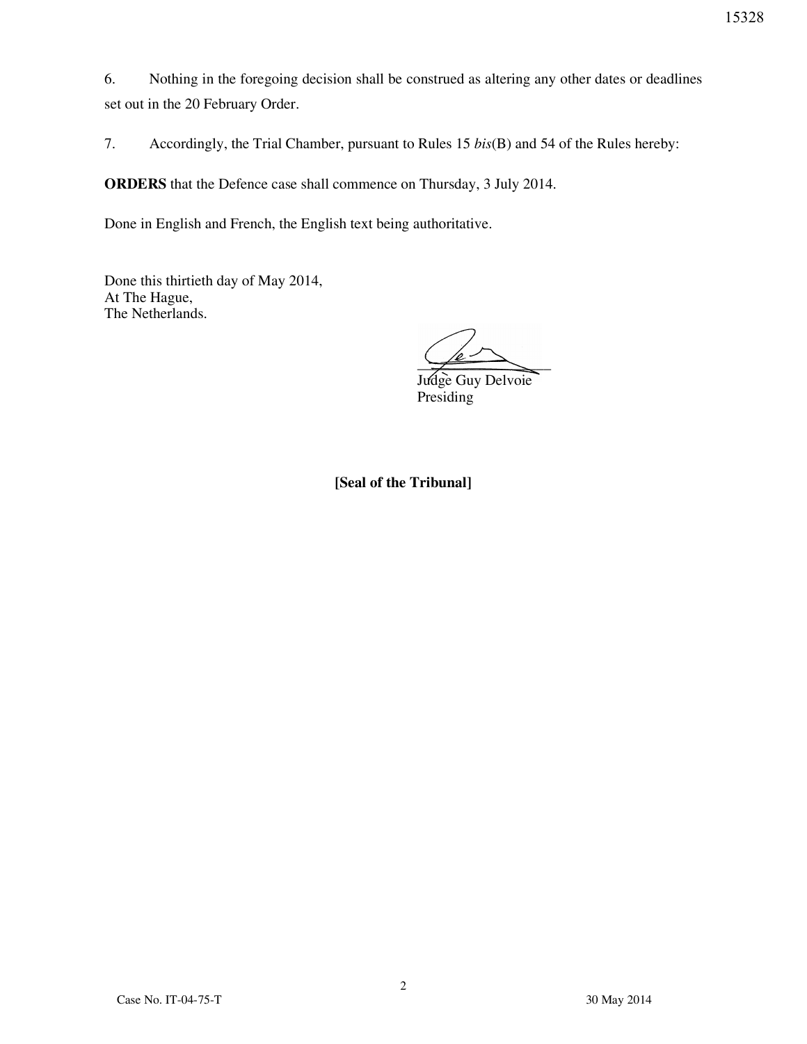6. Nothing in the foregoing decision shall be construed as altering any other dates or deadlines set out in the 20 February Order.

7. Accordingly, the Trial Chamber, pursuant to Rules 15 *bis*(B) and 54 of the Rules hereby:

**ORDERS** that the Defence case shall commence on Thursday, 3 July 2014.

Done in English and French, the English text being authoritative.

Done this thirtieth day of May 2014,
At The Hague,
The Netherlands.

Judge Guy Delvoie
Presiding

**[Seal of the Tribunal]**